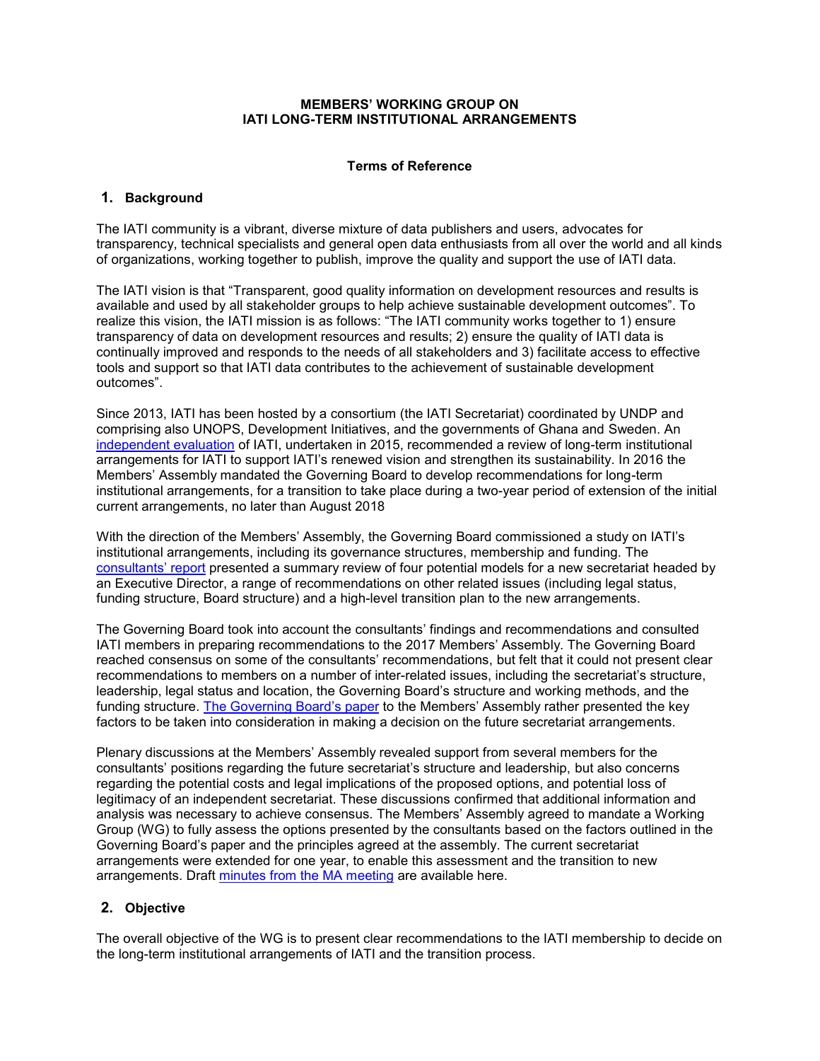**MEMBERS' WORKING GROUP ON IATI LONG-TERM INSTITUTIONAL ARRANGEMENTS**

**Terms of Reference**

## 1. Background

The IATI community is a vibrant, diverse mixture of data publishers and users, advocates for transparency, technical specialists and general open data enthusiasts from all over the world and all kinds of organizations, working together to publish, improve the quality and support the use of IATI data.

The IATI vision is that "Transparent, good quality information on development resources and results is available and used by all stakeholder groups to help achieve sustainable development outcomes". To realize this vision, the IATI mission is as follows: "The IATI community works together to 1) ensure transparency of data on development resources and results; 2) ensure the quality of IATI data is continually improved and responds to the needs of all stakeholders and 3) facilitate access to effective tools and support so that IATI data contributes to the achievement of sustainable development outcomes".

Since 2013, IATI has been hosted by a consortium (the IATI Secretariat) coordinated by UNDP and comprising also UNOPS, Development Initiatives, and the governments of Ghana and Sweden. An independent evaluation of IATI, undertaken in 2015, recommended a review of long-term institutional arrangements for IATI to support IATI's renewed vision and strengthen its sustainability. In 2016 the Members' Assembly mandated the Governing Board to develop recommendations for long-term institutional arrangements, for a transition to take place during a two-year period of extension of the initial current arrangements, no later than August 2018

With the direction of the Members' Assembly, the Governing Board commissioned a study on IATI's institutional arrangements, including its governance structures, membership and funding. The consultants' report presented a summary review of four potential models for a new secretariat headed by an Executive Director, a range of recommendations on other related issues (including legal status, funding structure, Board structure) and a high-level transition plan to the new arrangements.

The Governing Board took into account the consultants' findings and recommendations and consulted IATI members in preparing recommendations to the 2017 Members' Assembly. The Governing Board reached consensus on some of the consultants' recommendations, but felt that it could not present clear recommendations to members on a number of inter-related issues, including the secretariat's structure, leadership, legal status and location, the Governing Board's structure and working methods, and the funding structure. The Governing Board's paper to the Members' Assembly rather presented the key factors to be taken into consideration in making a decision on the future secretariat arrangements.

Plenary discussions at the Members' Assembly revealed support from several members for the consultants' positions regarding the future secretariat's structure and leadership, but also concerns regarding the potential costs and legal implications of the proposed options, and potential loss of legitimacy of an independent secretariat. These discussions confirmed that additional information and analysis was necessary to achieve consensus. The Members' Assembly agreed to mandate a Working Group (WG) to fully assess the options presented by the consultants based on the factors outlined in the Governing Board's paper and the principles agreed at the assembly. The current secretariat arrangements were extended for one year, to enable this assessment and the transition to new arrangements. Draft minutes from the MA meeting are available here.

## 2. Objective

The overall objective of the WG is to present clear recommendations to the IATI membership to decide on the long-term institutional arrangements of IATI and the transition process.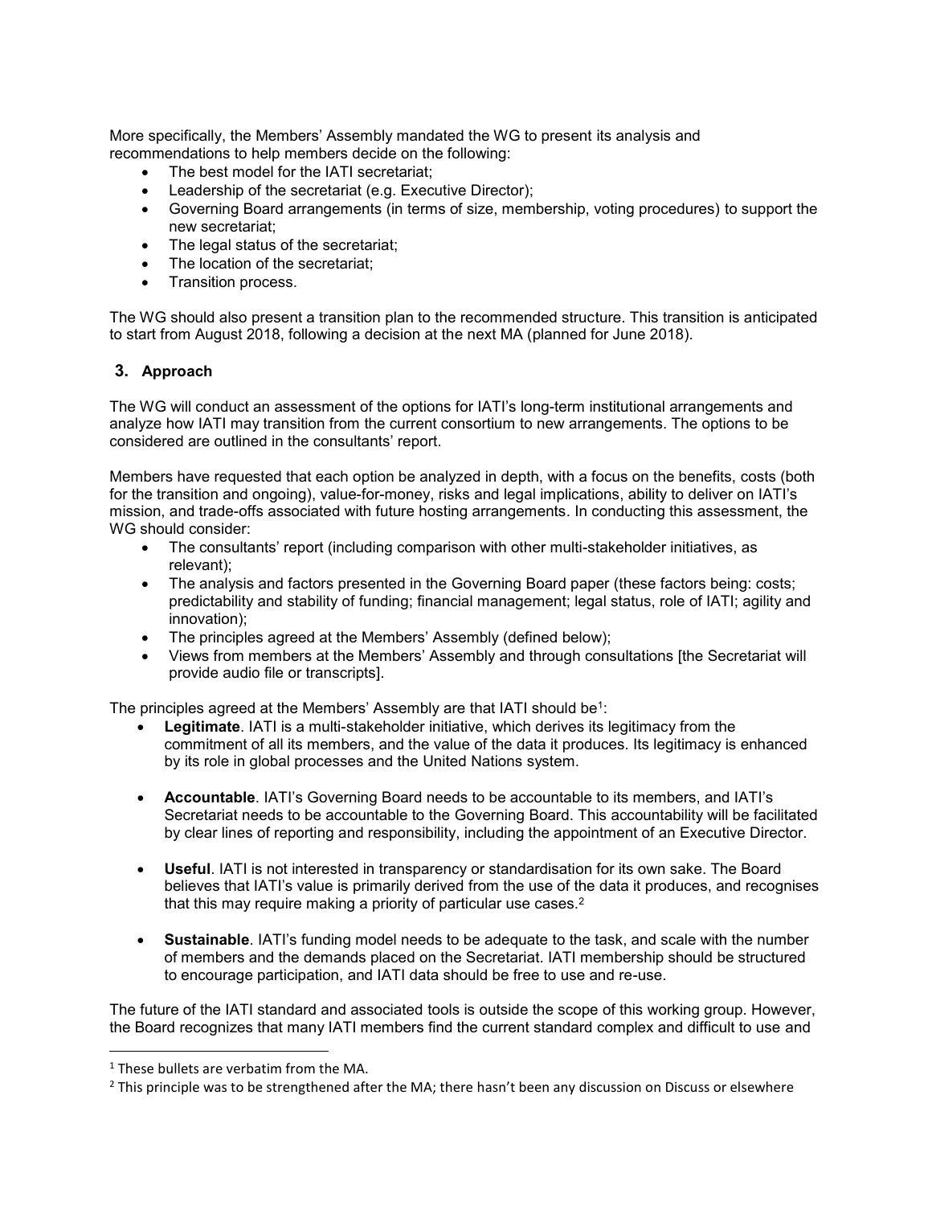More specifically, the Members' Assembly mandated the WG to present its analysis and recommendations to help members decide on the following:

- The best model for the IATI secretariat;
- Leadership of the secretariat (e.g. Executive Director);
- Governing Board arrangements (in terms of size, membership, voting procedures) to support the new secretariat;
- The legal status of the secretariat;
- The location of the secretariat;
- Transition process.

The WG should also present a transition plan to the recommended structure. This transition is anticipated to start from August 2018, following a decision at the next MA (planned for June 2018).

## 3. Approach

The WG will conduct an assessment of the options for IATI's long-term institutional arrangements and analyze how IATI may transition from the current consortium to new arrangements. The options to be considered are outlined in the consultants' report.

Members have requested that each option be analyzed in depth, with a focus on the benefits, costs (both for the transition and ongoing), value-for-money, risks and legal implications, ability to deliver on IATI's mission, and trade-offs associated with future hosting arrangements. In conducting this assessment, the WG should consider:

- The consultants' report (including comparison with other multi-stakeholder initiatives, as relevant);
- The analysis and factors presented in the Governing Board paper (these factors being: costs; predictability and stability of funding; financial management; legal status, role of IATI; agility and innovation);
- The principles agreed at the Members' Assembly (defined below);
- Views from members at the Members' Assembly and through consultations [the Secretariat will provide audio file or transcripts].

The principles agreed at the Members' Assembly are that IATI should be[1]:

- **Legitimate**. IATI is a multi-stakeholder initiative, which derives its legitimacy from the commitment of all its members, and the value of the data it produces. Its legitimacy is enhanced by its role in global processes and the United Nations system.

- **Accountable**. IATI's Governing Board needs to be accountable to its members, and IATI's Secretariat needs to be accountable to the Governing Board. This accountability will be facilitated by clear lines of reporting and responsibility, including the appointment of an Executive Director.

- **Useful**. IATI is not interested in transparency or standardisation for its own sake. The Board believes that IATI's value is primarily derived from the use of the data it produces, and recognises that this may require making a priority of particular use cases.[2]

- **Sustainable**. IATI's funding model needs to be adequate to the task, and scale with the number of members and the demands placed on the Secretariat. IATI membership should be structured to encourage participation, and IATI data should be free to use and re-use.

The future of the IATI standard and associated tools is outside the scope of this working group. However, the Board recognizes that many IATI members find the current standard complex and difficult to use and

---

[1] These bullets are verbatim from the MA.

[2] This principle was to be strengthened after the MA; there hasn't been any discussion on Discuss or elsewhere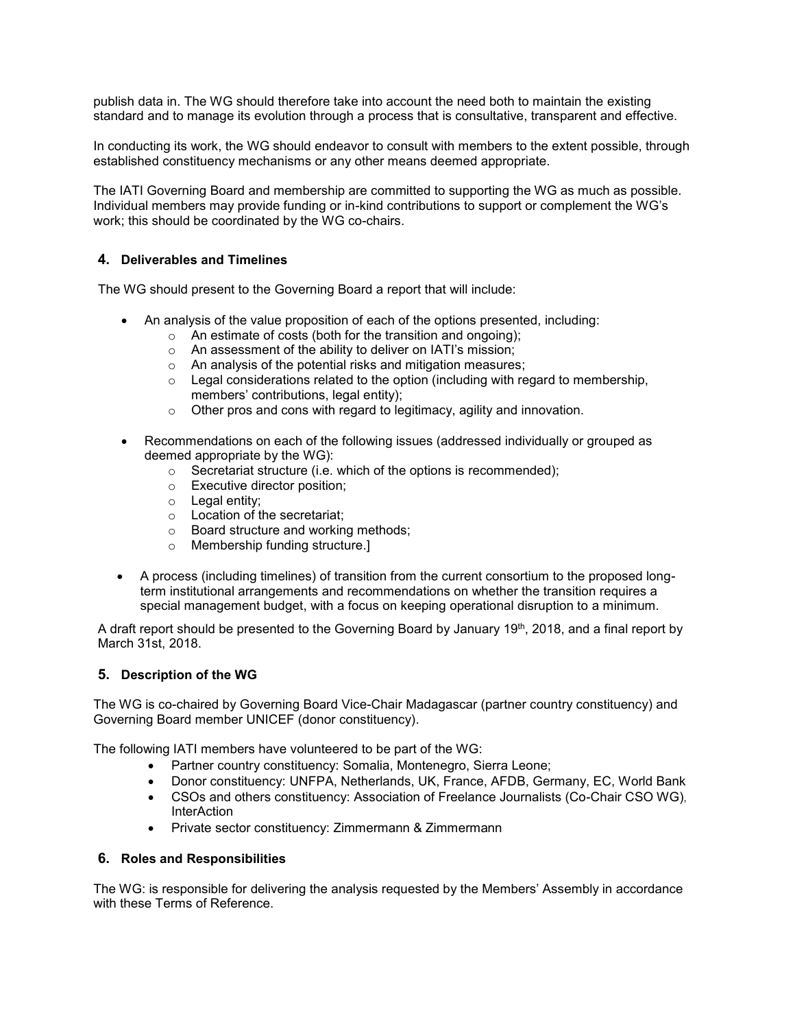publish data in. The WG should therefore take into account the need both to maintain the existing standard and to manage its evolution through a process that is consultative, transparent and effective.

In conducting its work, the WG should endeavor to consult with members to the extent possible, through established constituency mechanisms or any other means deemed appropriate.

The IATI Governing Board and membership are committed to supporting the WG as much as possible. Individual members may provide funding or in-kind contributions to support or complement the WG's work; this should be coordinated by the WG co-chairs.

## 4. Deliverables and Timelines

The WG should present to the Governing Board a report that will include:

- An analysis of the value proposition of each of the options presented, including:
  - An estimate of costs (both for the transition and ongoing);
  - An assessment of the ability to deliver on IATI's mission;
  - An analysis of the potential risks and mitigation measures;
  - Legal considerations related to the option (including with regard to membership, members' contributions, legal entity);
  - Other pros and cons with regard to legitimacy, agility and innovation.
- Recommendations on each of the following issues (addressed individually or grouped as deemed appropriate by the WG):
  - Secretariat structure (i.e. which of the options is recommended);
  - Executive director position;
  - Legal entity;
  - Location of the secretariat;
  - Board structure and working methods;
  - Membership funding structure.]
- A process (including timelines) of transition from the current consortium to the proposed long-term institutional arrangements and recommendations on whether the transition requires a special management budget, with a focus on keeping operational disruption to a minimum.

A draft report should be presented to the Governing Board by January 19th, 2018, and a final report by March 31st, 2018.

## 5. Description of the WG

The WG is co-chaired by Governing Board Vice-Chair Madagascar (partner country constituency) and Governing Board member UNICEF (donor constituency).

The following IATI members have volunteered to be part of the WG:

- Partner country constituency: Somalia, Montenegro, Sierra Leone;
- Donor constituency: UNFPA, Netherlands, UK, France, AFDB, Germany, EC, World Bank
- CSOs and others constituency: Association of Freelance Journalists (Co-Chair CSO WG), InterAction
- Private sector constituency: Zimmermann & Zimmermann

## 6. Roles and Responsibilities

The WG: is responsible for delivering the analysis requested by the Members' Assembly in accordance with these Terms of Reference.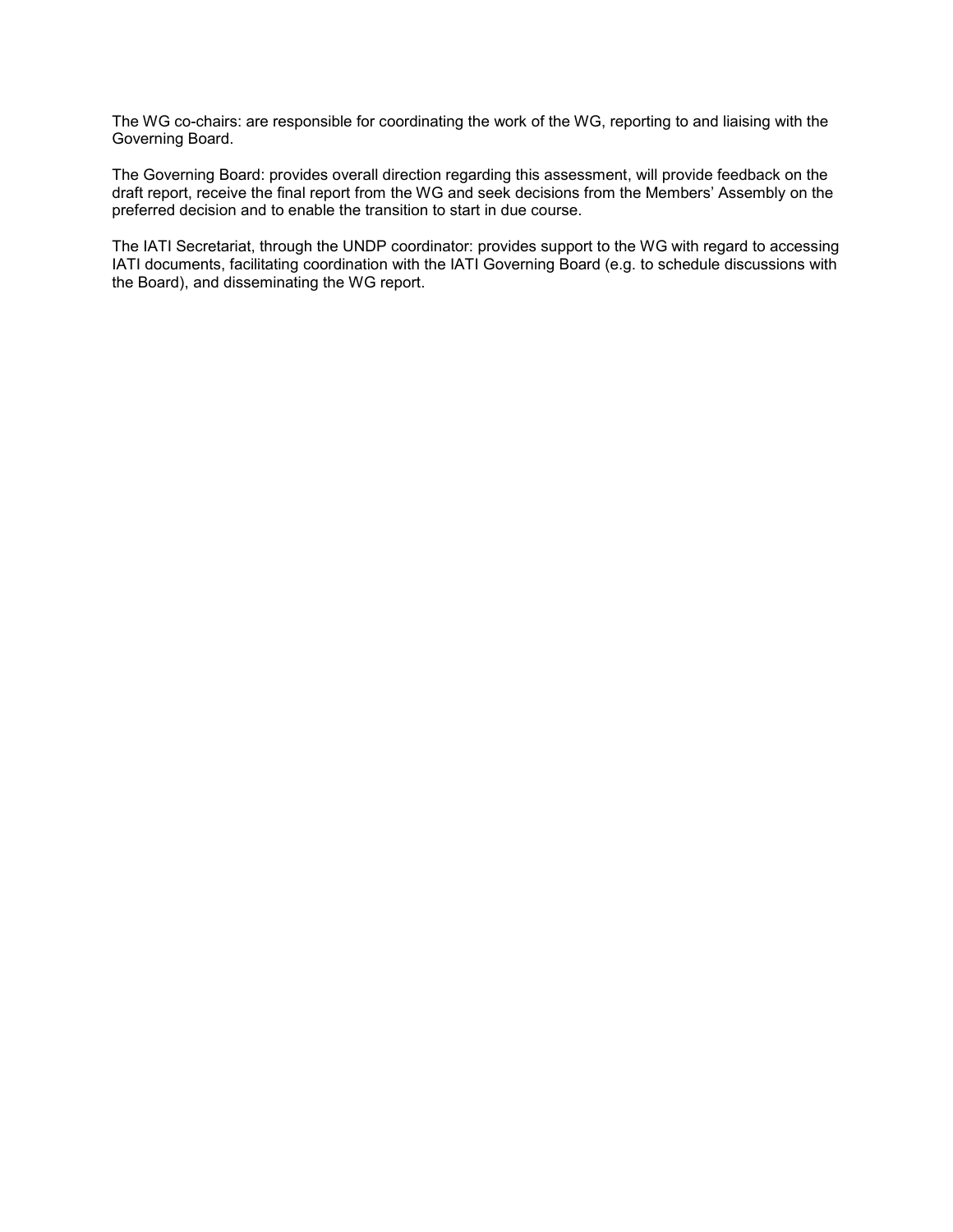The WG co-chairs: are responsible for coordinating the work of the WG, reporting to and liaising with the Governing Board.

The Governing Board: provides overall direction regarding this assessment, will provide feedback on the draft report, receive the final report from the WG and seek decisions from the Members' Assembly on the preferred decision and to enable the transition to start in due course.

The IATI Secretariat, through the UNDP coordinator: provides support to the WG with regard to accessing IATI documents, facilitating coordination with the IATI Governing Board (e.g. to schedule discussions with the Board), and disseminating the WG report.